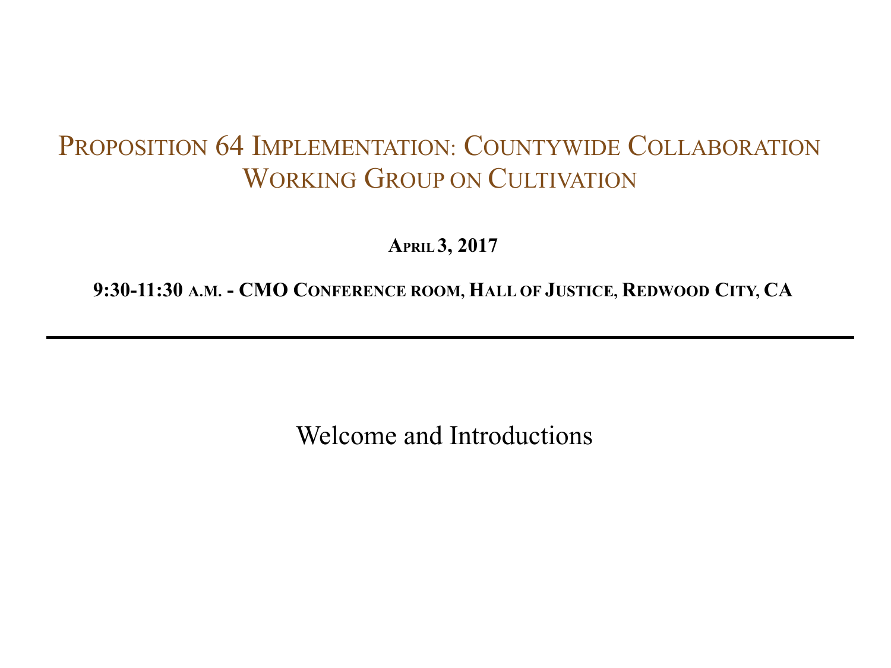# Proposition 64 Implementation: Countywide Collaboration Working Group on Cultivation

**April 3, 2017**

**9:30-11:30 a.m. - CMO Conference room, Hall of Justice, Redwood City, CA**

---

Welcome and Introductions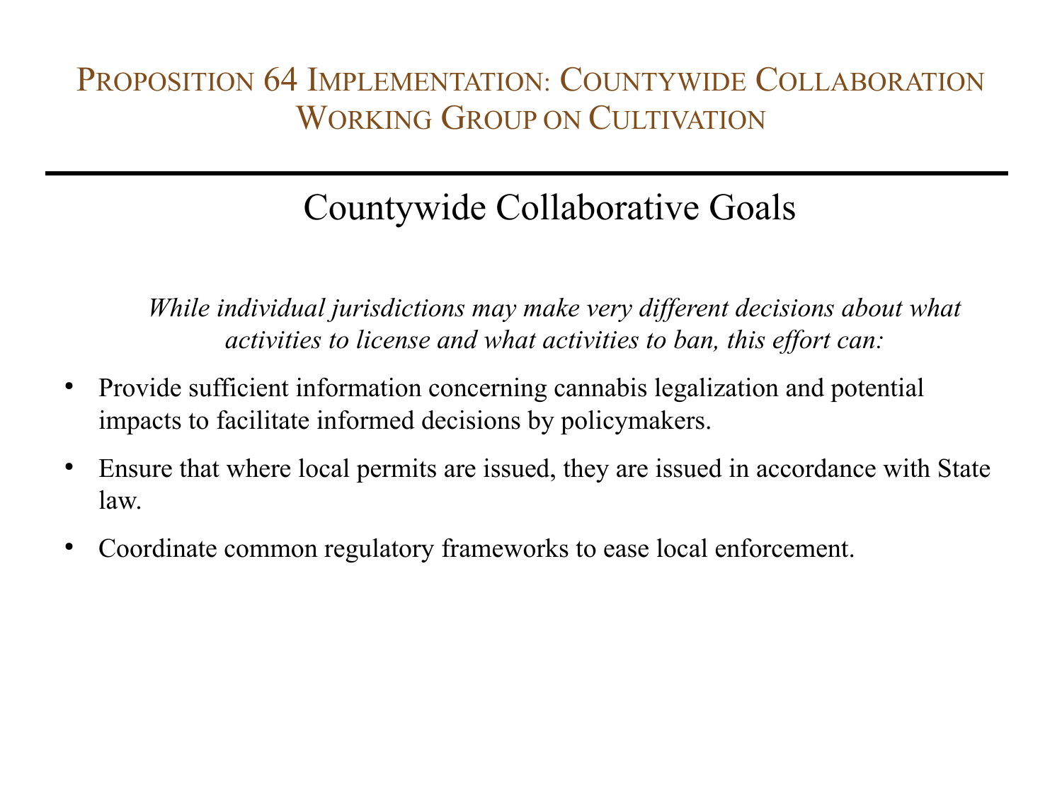# Proposition 64 Implementation: Countywide Collaboration Working Group on Cultivation

## Countywide Collaborative Goals

*While individual jurisdictions may make very different decisions about what activities to license and what activities to ban, this effort can:*

- Provide sufficient information concerning cannabis legalization and potential impacts to facilitate informed decisions by policymakers.
- Ensure that where local permits are issued, they are issued in accordance with State law.
- Coordinate common regulatory frameworks to ease local enforcement.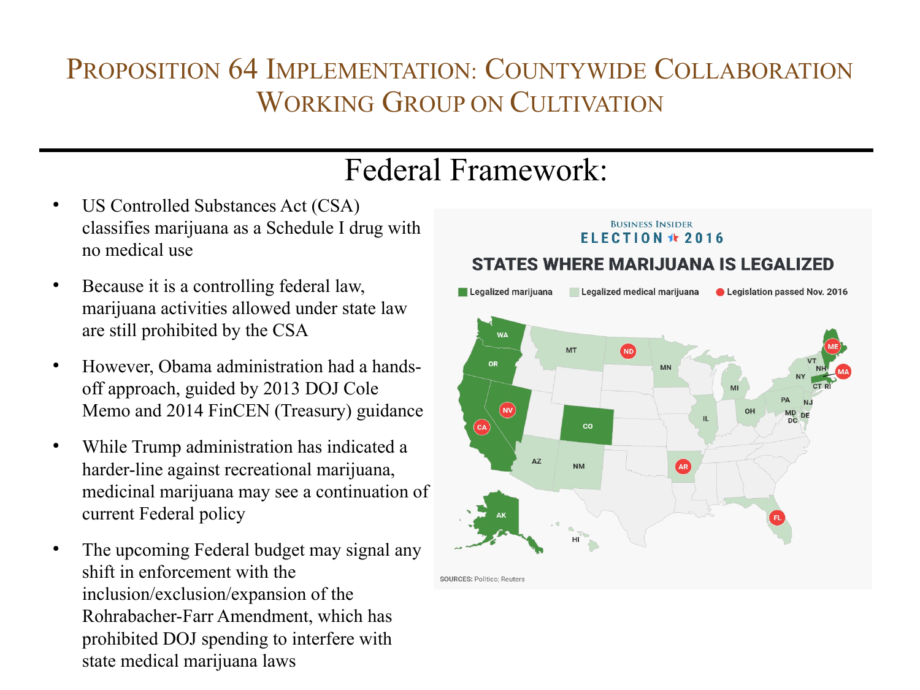# Proposition 64 Implementation: Countywide Collaboration Working Group on Cultivation

## Federal Framework:

- US Controlled Substances Act (CSA) classifies marijuana as a Schedule I drug with no medical use
- Because it is a controlling federal law, marijuana activities allowed under state law are still prohibited by the CSA
- However, Obama administration had a hands-off approach, guided by 2013 DOJ Cole Memo and 2014 FinCEN (Treasury) guidance
- While Trump administration has indicated a harder-line against recreational marijuana, medicinal marijuana may see a continuation of current Federal policy
- The upcoming Federal budget may signal any shift in enforcement with the inclusion/exclusion/expansion of the Rohrabacher-Farr Amendment, which has prohibited DOJ spending to interfere with state medical marijuana laws

BUSINESS INSIDER ELECTION 2016

STATES WHERE MARIJUANA IS LEGALIZED

Legalized marijuana | Legalized medical marijuana | Legislation passed Nov. 2016

SOURCES: Politico; Reuters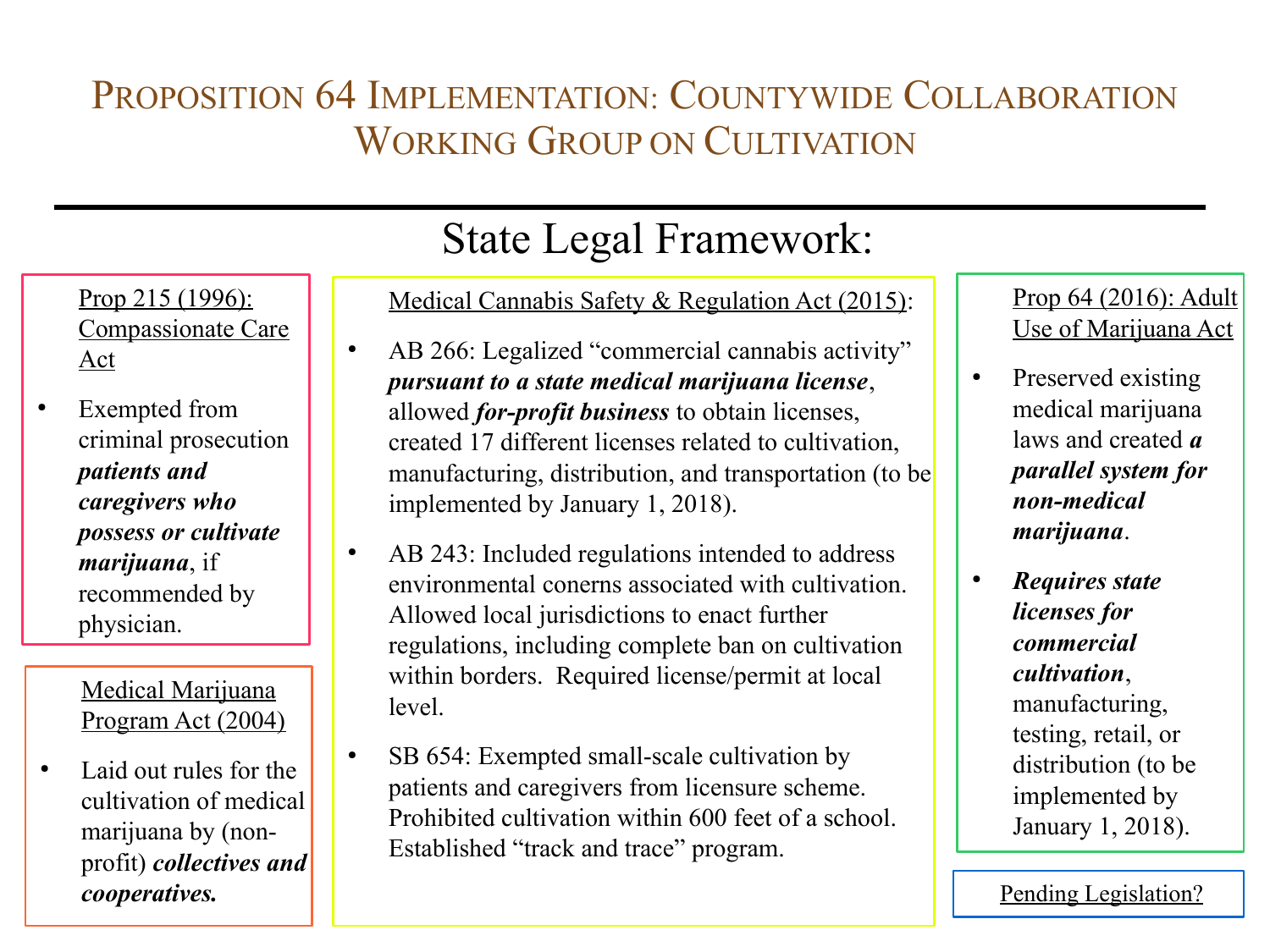# Proposition 64 Implementation: Countywide Collaboration Working Group on Cultivation

## State Legal Framework:

Prop 215 (1996): Compassionate Care Act

- Exempted from criminal prosecution ***patients and caregivers who possess or cultivate marijuana***, if recommended by physician.

Medical Marijuana Program Act (2004)

- Laid out rules for the cultivation of medical marijuana by (non-profit) ***collectives and cooperatives.***

Medical Cannabis Safety & Regulation Act (2015):

- AB 266: Legalized "commercial cannabis activity" ***pursuant to a state medical marijuana license***, allowed ***for-profit business*** to obtain licenses, created 17 different licenses related to cultivation, manufacturing, distribution, and transportation (to be implemented by January 1, 2018).
- AB 243: Included regulations intended to address environmental conerns associated with cultivation. Allowed local jurisdictions to enact further regulations, including complete ban on cultivation within borders. Required license/permit at local level.
- SB 654: Exempted small-scale cultivation by patients and caregivers from licensure scheme. Prohibited cultivation within 600 feet of a school. Established "track and trace" program.

Prop 64 (2016): Adult Use of Marijuana Act

- Preserved existing medical marijuana laws and created ***a parallel system for non-medical marijuana***.
- ***Requires state licenses for commercial cultivation***, manufacturing, testing, retail, or distribution (to be implemented by January 1, 2018).

Pending Legislation?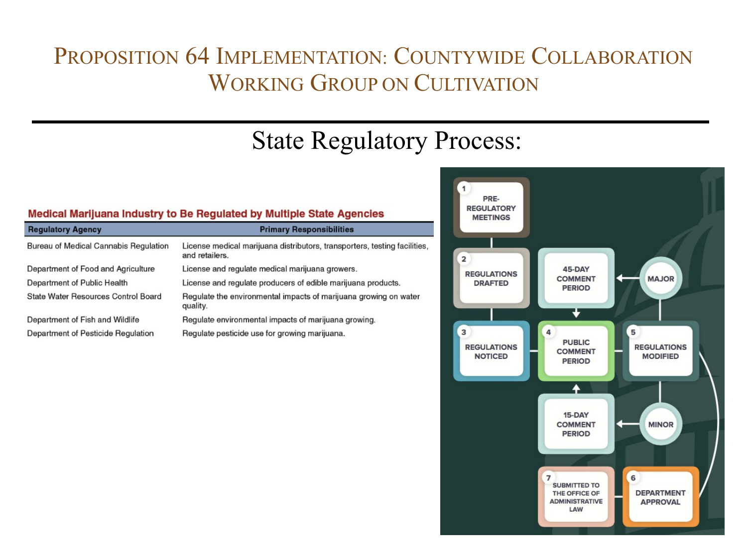# Proposition 64 Implementation: Countywide Collaboration Working Group on Cultivation

## State Regulatory Process:

**Medical Marijuana Industry to Be Regulated by Multiple State Agencies**

| Regulatory Agency | Primary Responsibilities |
|---|---|
| Bureau of Medical Cannabis Regulation | License medical marijuana distributors, transporters, testing facilities, and retailers. |
| Department of Food and Agriculture | License and regulate medical marijuana growers. |
| Department of Public Health | License and regulate producers of edible marijuana products. |
| State Water Resources Control Board | Regulate the environmental impacts of marijuana growing on water quality. |
| Department of Fish and Wildlife | Regulate environmental impacts of marijuana growing. |
| Department of Pesticide Regulation | Regulate pesticide use for growing marijuana. |

1. PRE-REGULATORY MEETINGS
2. REGULATIONS DRAFTED
3. REGULATIONS NOTICED
4. PUBLIC COMMENT PERIOD
5. REGULATIONS MODIFIED
   - MAJOR → 45-DAY COMMENT PERIOD → PUBLIC COMMENT PERIOD
   - MINOR → 15-DAY COMMENT PERIOD → PUBLIC COMMENT PERIOD
6. DEPARTMENT APPROVAL
7. SUBMITTED TO THE OFFICE OF ADMINISTRATIVE LAW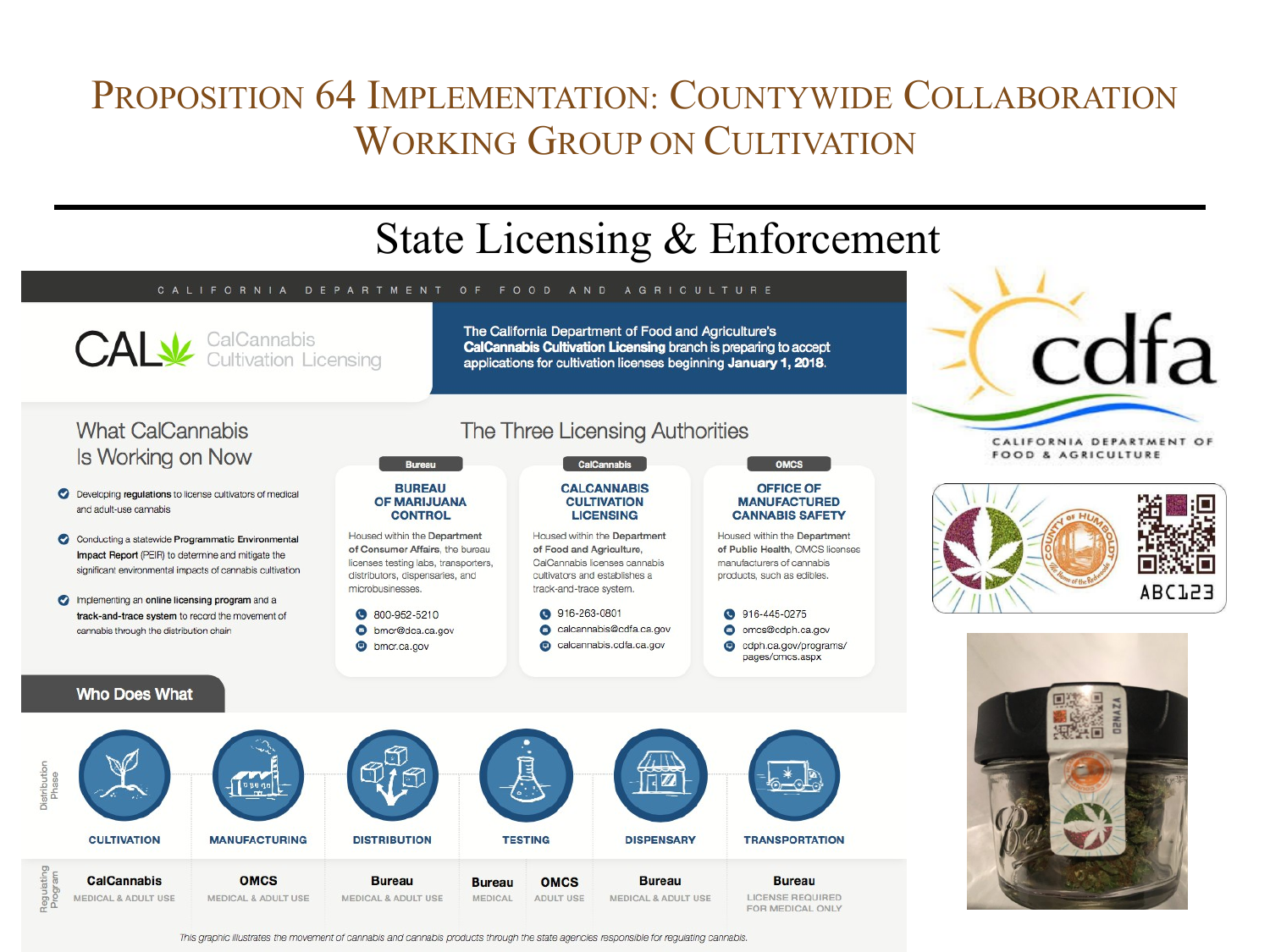# Proposition 64 Implementation: Countywide Collaboration Working Group on Cultivation

## State Licensing & Enforcement

CALIFORNIA DEPARTMENT OF FOOD AND AGRICULTURE

CAL CalCannabis Cultivation Licensing

**The California Department of Food and Agriculture's CalCannabis Cultivation Licensing branch is preparing to accept applications for cultivation licenses beginning January 1, 2018.**

### What CalCannabis Is Working on Now

- Developing **regulations** to license cultivators of medical and adult-use cannabis
- Conducting a statewide **Programmatic Environmental Impact Report** (PEIR) to determine and mitigate the significant environmental impacts of cannabis cultivation
- Implementing an **online licensing program** and a **track-and-trace system** to record the movement of cannabis through the distribution chain

### The Three Licensing Authorities

**Bureau — BUREAU OF MARIJUANA CONTROL**

Housed within the **Department of Consumer Affairs**, the bureau licenses testing labs, transporters, distributors, dispensaries, and microbusinesses.

- 800-952-5210
- bmcr@dca.ca.gov
- bmcr.ca.gov

**CalCannabis — CALCANNABIS CULTIVATION LICENSING**

Housed within the **Department of Food and Agriculture**, CalCannabis licenses cannabis cultivators and establishes a track-and-trace system.

- 916-263-0801
- calcannabis@cdfa.ca.gov
- calcannabis.cdfa.ca.gov

**OMCS — OFFICE OF MANUFACTURED CANNABIS SAFETY**

Housed within the **Department of Public Health**, OMCS licenses manufacturers of cannabis products, such as edibles.

- 916-445-0275
- omcs@cdph.ca.gov
- cdph.ca.gov/programs/pages/omcs.aspx

### Who Does What

| Distribution Phase | CULTIVATION | MANUFACTURING | DISTRIBUTION | TESTING | | DISPENSARY | TRANSPORTATION |
|---|---|---|---|---|---|---|---|
| Regulating Program | CalCannabis<br>MEDICAL & ADULT USE | OMCS<br>MEDICAL & ADULT USE | Bureau<br>MEDICAL & ADULT USE | Bureau<br>MEDICAL | OMCS<br>ADULT USE | Bureau<br>MEDICAL & ADULT USE | Bureau<br>LICENSE REQUIRED FOR MEDICAL ONLY |

*This graphic illustrates the movement of cannabis and cannabis products through the state agencies responsible for regulating cannabis.*

cdfa — CALIFORNIA DEPARTMENT OF FOOD & AGRICULTURE

COUNTY OF HUMBOLDT — The Home of the Redwoods

ABC123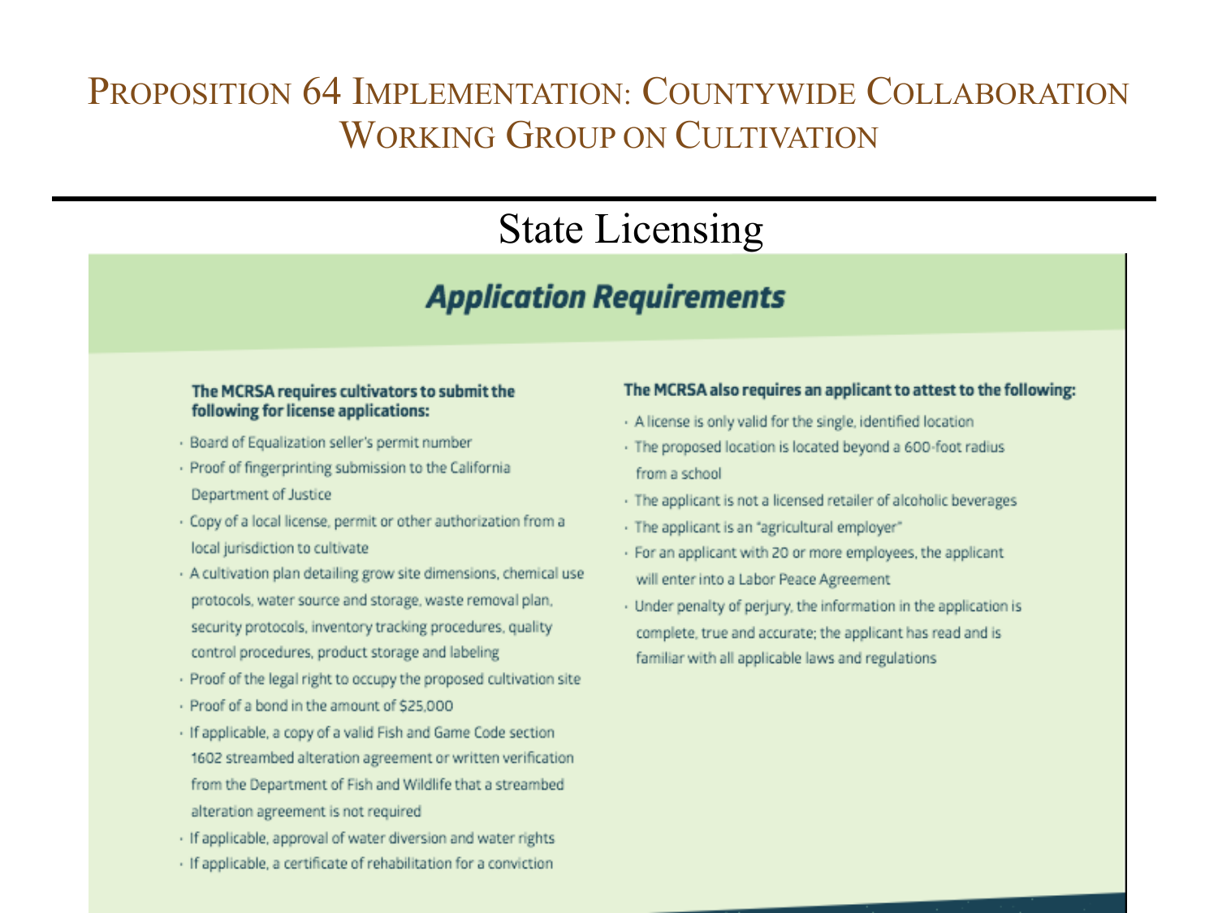# Proposition 64 Implementation: Countywide Collaboration Working Group on Cultivation

## State Licensing

### *Application Requirements*

**The MCRSA requires cultivators to submit the following for license applications:**

- Board of Equalization seller's permit number
- Proof of fingerprinting submission to the California Department of Justice
- Copy of a local license, permit or other authorization from a local jurisdiction to cultivate
- A cultivation plan detailing grow site dimensions, chemical use protocols, water source and storage, waste removal plan, security protocols, inventory tracking procedures, quality control procedures, product storage and labeling
- Proof of the legal right to occupy the proposed cultivation site
- Proof of a bond in the amount of $25,000
- If applicable, a copy of a valid Fish and Game Code section 1602 streambed alteration agreement or written verification from the Department of Fish and Wildlife that a streambed alteration agreement is not required
- If applicable, approval of water diversion and water rights
- If applicable, a certificate of rehabilitation for a conviction

**The MCRSA also requires an applicant to attest to the following:**

- A license is only valid for the single, identified location
- The proposed location is located beyond a 600-foot radius from a school
- The applicant is not a licensed retailer of alcoholic beverages
- The applicant is an "agricultural employer"
- For an applicant with 20 or more employees, the applicant will enter into a Labor Peace Agreement
- Under penalty of perjury, the information in the application is complete, true and accurate; the applicant has read and is familiar with all applicable laws and regulations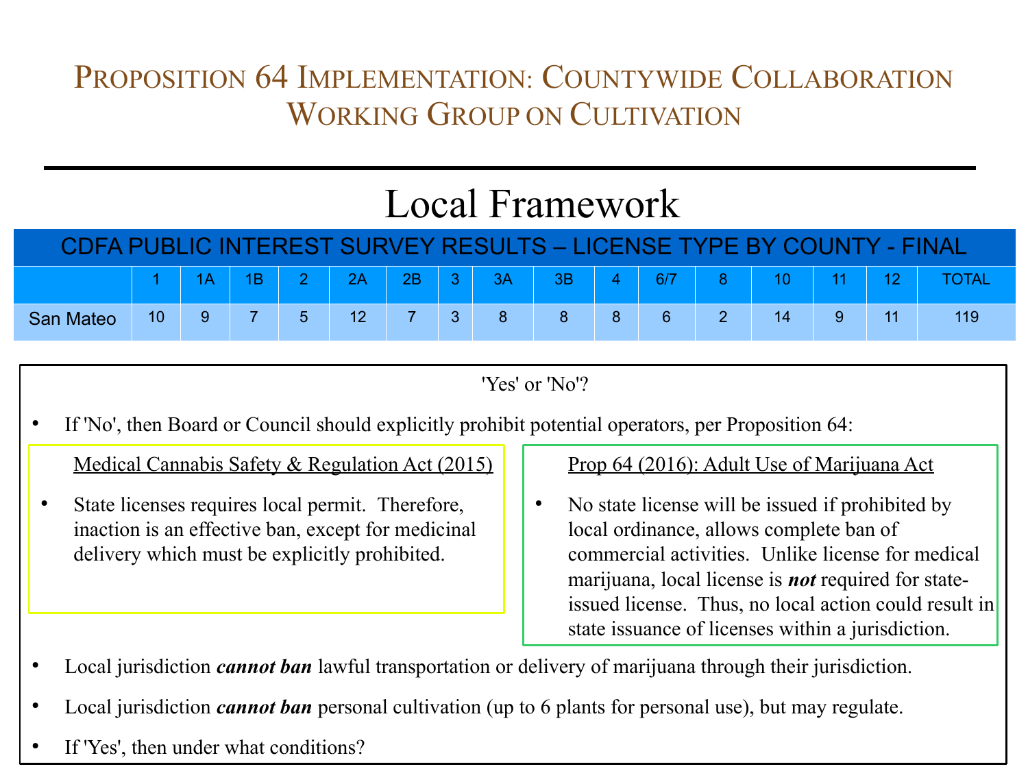# Proposition 64 Implementation: Countywide Collaboration Working Group on Cultivation

## Local Framework

| CDFA PUBLIC INTEREST SURVEY RESULTS – LICENSE TYPE BY COUNTY - FINAL | | | | | | | | | | | | | | | | |
|---|---|---|---|---|---|---|---|---|---|---|---|---|---|---|---|---|
| | 1 | 1A | 1B | 2 | 2A | 2B | 3 | 3A | 3B | 4 | 6/7 | 8 | 10 | 11 | 12 | TOTAL |
| San Mateo | 10 | 9 | 7 | 5 | 12 | 7 | 3 | 8 | 8 | 8 | 6 | 2 | 14 | 9 | 11 | 119 |

'Yes' or 'No'?

- If 'No', then Board or Council should explicitly prohibit potential operators, per Proposition 64:

Medical Cannabis Safety & Regulation Act (2015)

- State licenses requires local permit. Therefore, inaction is an effective ban, except for medicinal delivery which must be explicitly prohibited.

Prop 64 (2016): Adult Use of Marijuana Act

- No state license will be issued if prohibited by local ordinance, allows complete ban of commercial activities. Unlike license for medical marijuana, local license is ***not*** required for state-issued license. Thus, no local action could result in state issuance of licenses within a jurisdiction.

- Local jurisdiction ***cannot ban*** lawful transportation or delivery of marijuana through their jurisdiction.
- Local jurisdiction ***cannot ban*** personal cultivation (up to 6 plants for personal use), but may regulate.
- If 'Yes', then under what conditions?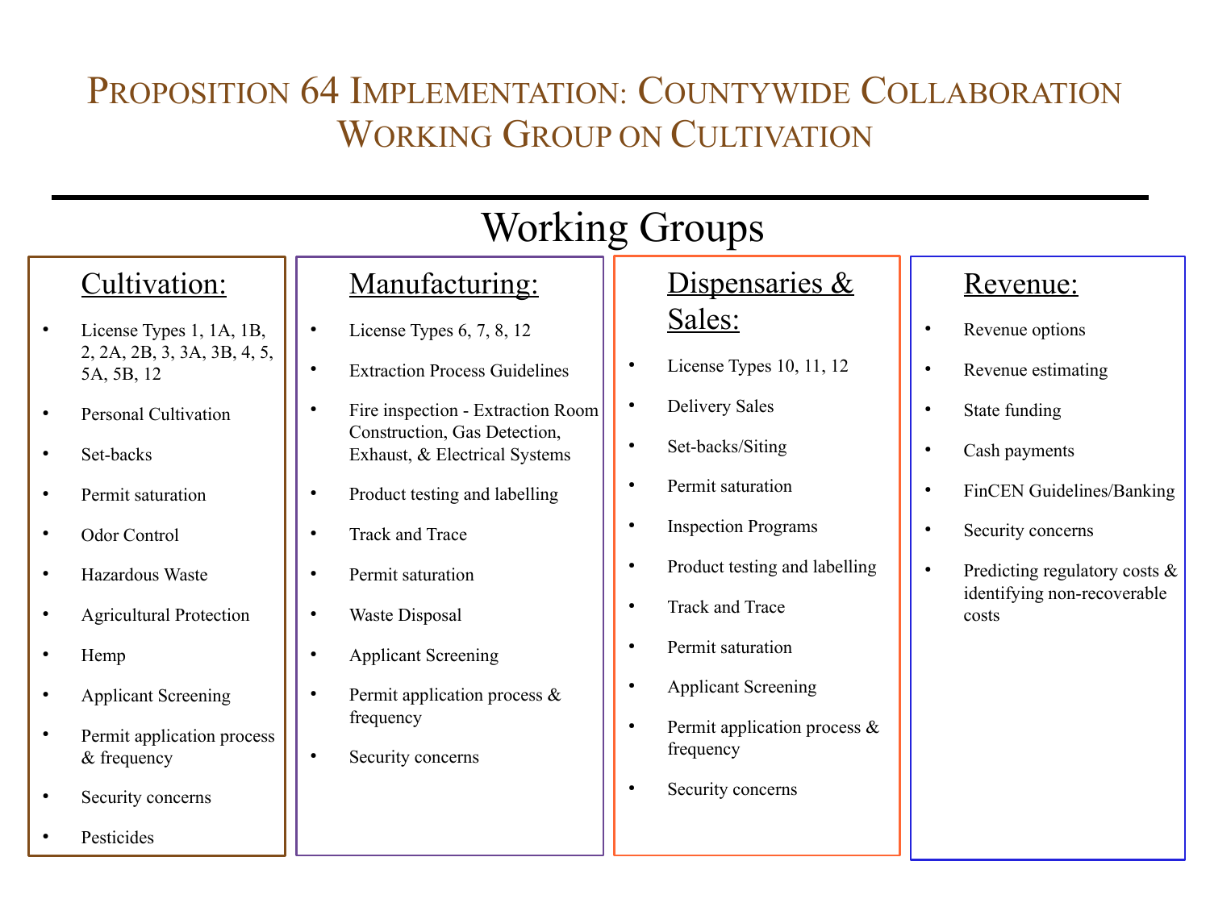# Proposition 64 Implementation: Countywide Collaboration Working Group on Cultivation

## Working Groups

### Cultivation:

- License Types 1, 1A, 1B, 2, 2A, 2B, 3, 3A, 3B, 4, 5, 5A, 5B, 12
- Personal Cultivation
- Set-backs
- Permit saturation
- Odor Control
- Hazardous Waste
- Agricultural Protection
- Hemp
- Applicant Screening
- Permit application process & frequency
- Security concerns
- Pesticides

### Manufacturing:

- License Types 6, 7, 8, 12
- Extraction Process Guidelines
- Fire inspection - Extraction Room Construction, Gas Detection, Exhaust, & Electrical Systems
- Product testing and labelling
- Track and Trace
- Permit saturation
- Waste Disposal
- Applicant Screening
- Permit application process & frequency
- Security concerns

### Dispensaries & Sales:

- License Types 10, 11, 12
- Delivery Sales
- Set-backs/Siting
- Permit saturation
- Inspection Programs
- Product testing and labelling
- Track and Trace
- Permit saturation
- Applicant Screening
- Permit application process & frequency
- Security concerns

### Revenue:

- Revenue options
- Revenue estimating
- State funding
- Cash payments
- FinCEN Guidelines/Banking
- Security concerns
- Predicting regulatory costs & identifying non-recoverable costs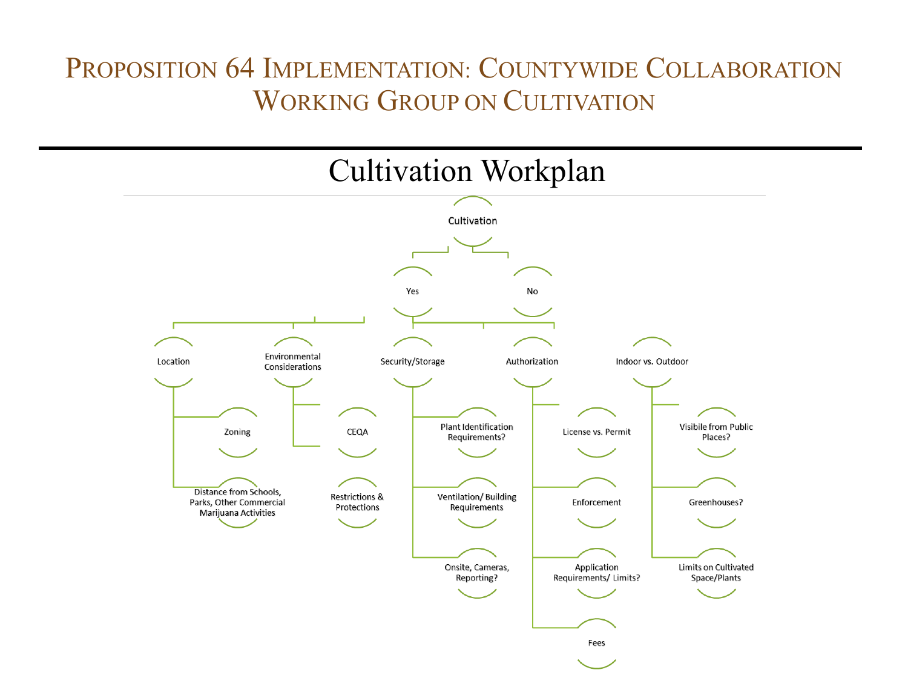# Proposition 64 Implementation: Countywide Collaboration Working Group on Cultivation

## Cultivation Workplan

- Cultivation
  - Yes
  - No
    - Location
      - Zoning
      - Distance from Schools, Parks, Other Commercial Marijuana Activities
    - Environmental Considerations
      - CEQA
      - Restrictions & Protections
    - Security/Storage
      - Plant Identification Requirements?
      - Ventilation/ Building Requirements
      - Onsite, Cameras, Reporting?
    - Authorization
      - License vs. Permit
      - Enforcement
      - Application Requirements/ Limits?
      - Fees
    - Indoor vs. Outdoor
      - Visibile from Public Places?
      - Greenhouses?
      - Limits on Cultivated Space/Plants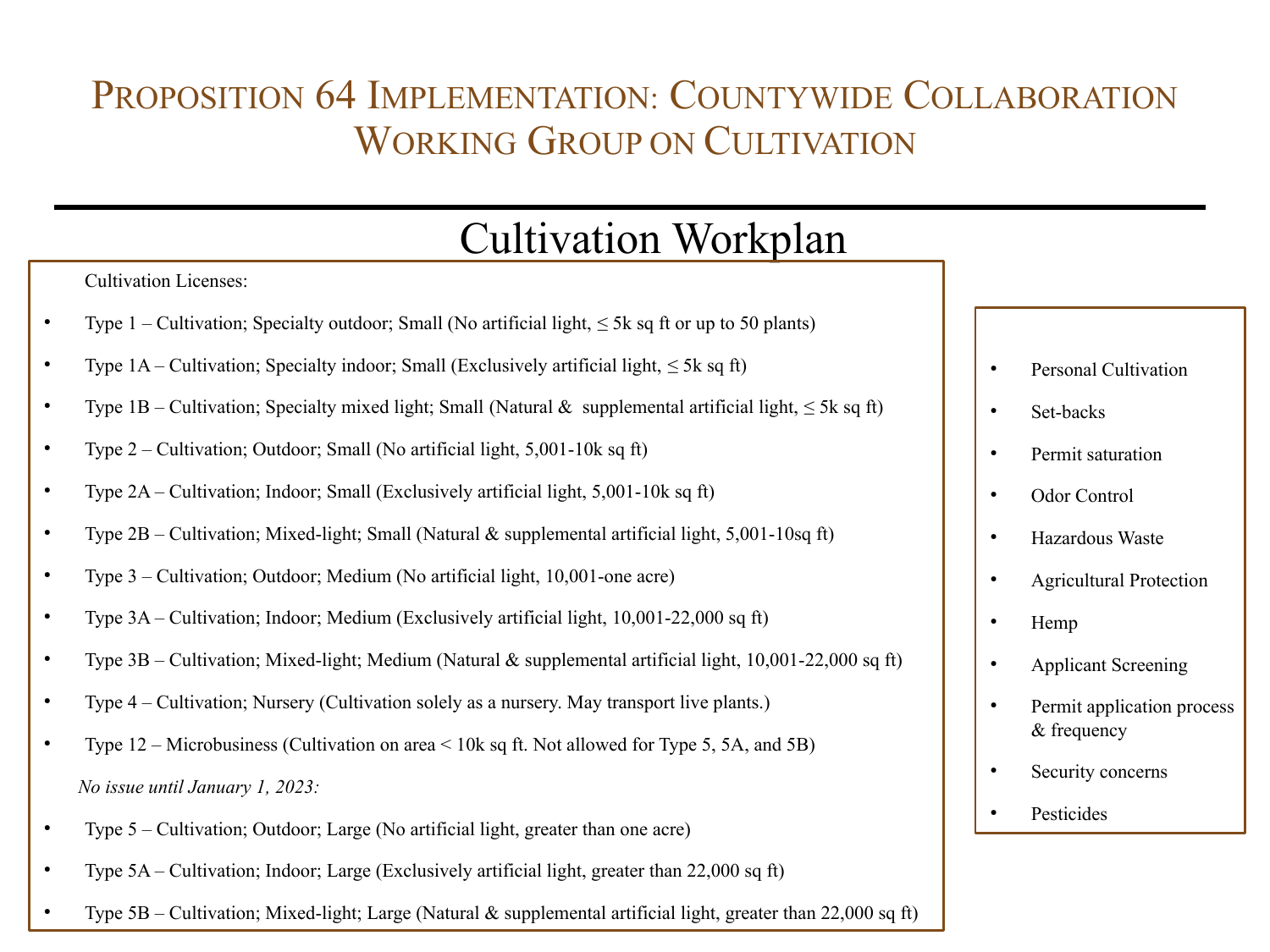# Proposition 64 Implementation: Countywide Collaboration Working Group on Cultivation

## Cultivation Workplan

Cultivation Licenses:

- Type 1 – Cultivation; Specialty outdoor; Small (No artificial light, ≤ 5k sq ft or up to 50 plants)
- Type 1A – Cultivation; Specialty indoor; Small (Exclusively artificial light, ≤ 5k sq ft)
- Type 1B – Cultivation; Specialty mixed light; Small (Natural & supplemental artificial light, ≤ 5k sq ft)
- Type 2 – Cultivation; Outdoor; Small (No artificial light, 5,001-10k sq ft)
- Type 2A – Cultivation; Indoor; Small (Exclusively artificial light, 5,001-10k sq ft)
- Type 2B – Cultivation; Mixed-light; Small (Natural & supplemental artificial light, 5,001-10sq ft)
- Type 3 – Cultivation; Outdoor; Medium (No artificial light, 10,001-one acre)
- Type 3A – Cultivation; Indoor; Medium (Exclusively artificial light, 10,001-22,000 sq ft)
- Type 3B – Cultivation; Mixed-light; Medium (Natural & supplemental artificial light, 10,001-22,000 sq ft)
- Type 4 – Cultivation; Nursery (Cultivation solely as a nursery. May transport live plants.)
- Type 12 – Microbusiness (Cultivation on area < 10k sq ft. Not allowed for Type 5, 5A, and 5B)

*No issue until January 1, 2023:*

- Type 5 – Cultivation; Outdoor; Large (No artificial light, greater than one acre)
- Type 5A – Cultivation; Indoor; Large (Exclusively artificial light, greater than 22,000 sq ft)
- Type 5B – Cultivation; Mixed-light; Large (Natural & supplemental artificial light, greater than 22,000 sq ft)

---

- Personal Cultivation
- Set-backs
- Permit saturation
- Odor Control
- Hazardous Waste
- Agricultural Protection
- Hemp
- Applicant Screening
- Permit application process & frequency
- Security concerns
- Pesticides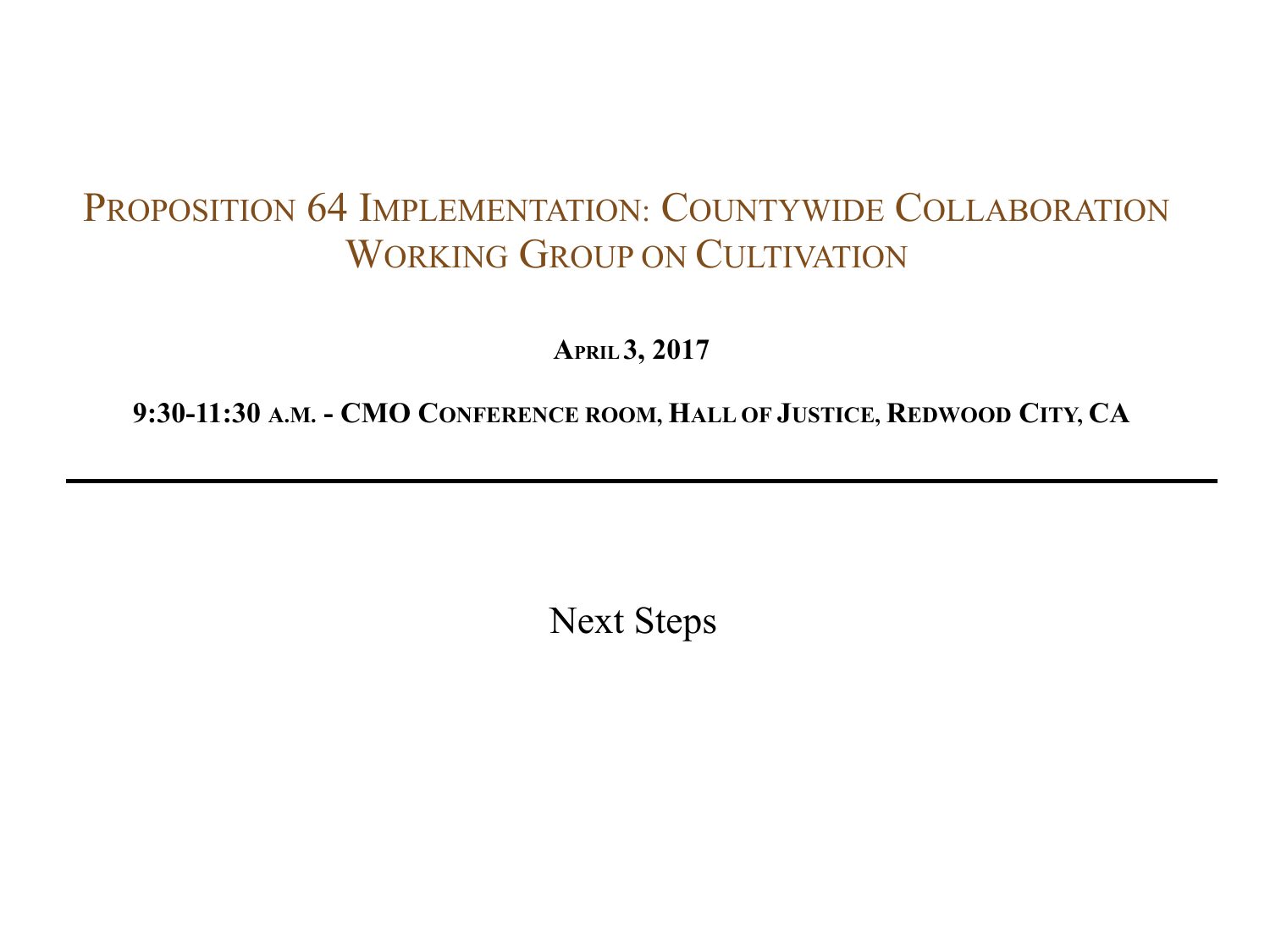# Proposition 64 Implementation: Countywide Collaboration Working Group on Cultivation

**April 3, 2017**

**9:30-11:30 a.m. - CMO Conference room, Hall of Justice, Redwood City, CA**

---

Next Steps